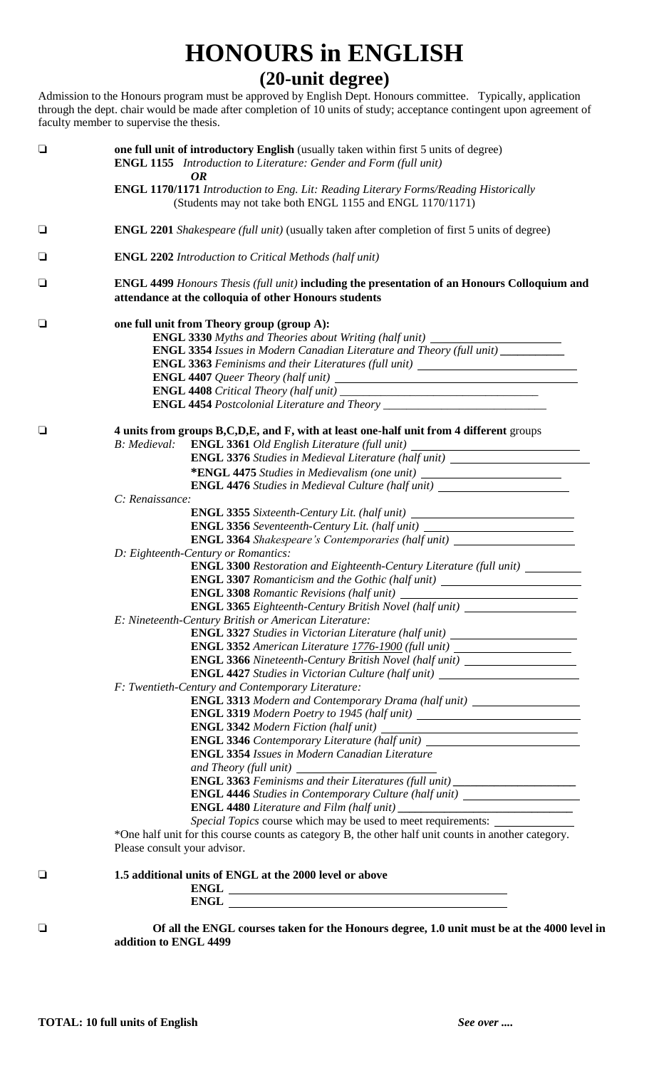# HONOURS in ENGLISH

## (20-unit degree)

Admission to the Honours program must be approved by English Dept. Honours committee. Typically, application through the dept. chair would be made after completion of 10 units of study; acceptance contingent upon agreement of faculty member to supervise the thesis.

- ❑ **one full unit of introductory English** (usually taken within first 5 units of degree)
  **ENGL 1155** *Introduction to Literature: Gender and Form (full unit)*
  ***OR***
  **ENGL 1170/1171** *Introduction to Eng. Lit: Reading Literary Forms/Reading Historically*
  (Students may not take both ENGL 1155 and ENGL 1170/1171)

- ❑ **ENGL 2201** *Shakespeare (full unit)* (usually taken after completion of first 5 units of degree)

- ❑ **ENGL 2202** *Introduction to Critical Methods (half unit)*

- ❑ **ENGL 4499** *Honours Thesis (full unit)* **including the presentation of an Honours Colloquium and attendance at the colloquia of other Honours students**

- ❑ **one full unit from Theory group (group A):**
  - **ENGL 3330** *Myths and Theories about Writing (half unit)* ____________
  - **ENGL 3354** *Issues in Modern Canadian Literature and Theory (full unit)* ____________
  - **ENGL 3363** *Feminisms and their Literatures (full unit)* ____________
  - **ENGL 4407** *Queer Theory (half unit)* ____________
  - **ENGL 4408** *Critical Theory (half unit)* ____________
  - **ENGL 4454** *Postcolonial Literature and Theory* ____________

- ❑ **4 units from groups B,C,D,E, and F, with at least one-half unit from 4 different** groups

  *B: Medieval:*
  - **ENGL 3361** *Old English Literature (full unit)* ____________
  - **ENGL 3376** *Studies in Medieval Literature (half unit)* ____________
  - ***ENGL 4475** *Studies in Medievalism (one unit)* ____________
  - **ENGL 4476** *Studies in Medieval Culture (half unit)* ____________

  *C: Renaissance:*
  - **ENGL 3355** *Sixteenth-Century Lit. (half unit)* ____________
  - **ENGL 3356** *Seventeenth-Century Lit. (half unit)* ____________
  - **ENGL 3364** *Shakespeare's Contemporaries (half unit)* ____________

  *D: Eighteenth-Century or Romantics:*
  - **ENGL 3300** *Restoration and Eighteenth-Century Literature (full unit)* ____________
  - **ENGL 3307** *Romanticism and the Gothic (half unit)* ____________
  - **ENGL 3308** *Romantic Revisions (half unit)* ____________
  - **ENGL 3365** *Eighteenth-Century British Novel (half unit)* ____________

  *E: Nineteenth-Century British or American Literature:*
  - **ENGL 3327** *Studies in Victorian Literature (half unit)* ____________
  - **ENGL 3352** *American Literature 1776-1900 (full unit)* ____________
  - **ENGL 3366** *Nineteenth-Century British Novel (half unit)* ____________
  - **ENGL 4427** *Studies in Victorian Culture (half unit)* ____________

  *F: Twentieth-Century and Contemporary Literature:*
  - **ENGL 3313** *Modern and Contemporary Drama (half unit)* ____________
  - **ENGL 3319** *Modern Poetry to 1945 (half unit)* ____________
  - **ENGL 3342** *Modern Fiction (half unit)* ____________
  - **ENGL 3346** *Contemporary Literature (half unit)* ____________
  - **ENGL 3354** *Issues in Modern Canadian Literature and Theory (full unit)* ____________
  - **ENGL 3363** *Feminisms and their Literatures (full unit)* ____________
  - **ENGL 4446** *Studies in Contemporary Culture (half unit)* ____________
  - **ENGL 4480** *Literature and Film (half unit)* ____________

  *Special Topics* course which may be used to meet requirements: ____________

  *One half unit for this course counts as category B, the other half unit counts in another category. Please consult your advisor.

- ❑ **1.5 additional units of ENGL at the 2000 level or above**
  **ENGL** ____________
  **ENGL** ____________

- ❑ **Of all the ENGL courses taken for the Honours degree, 1.0 unit must be at the 4000 level in addition to ENGL 4499**

**TOTAL: 10 full units of English** *See over ....*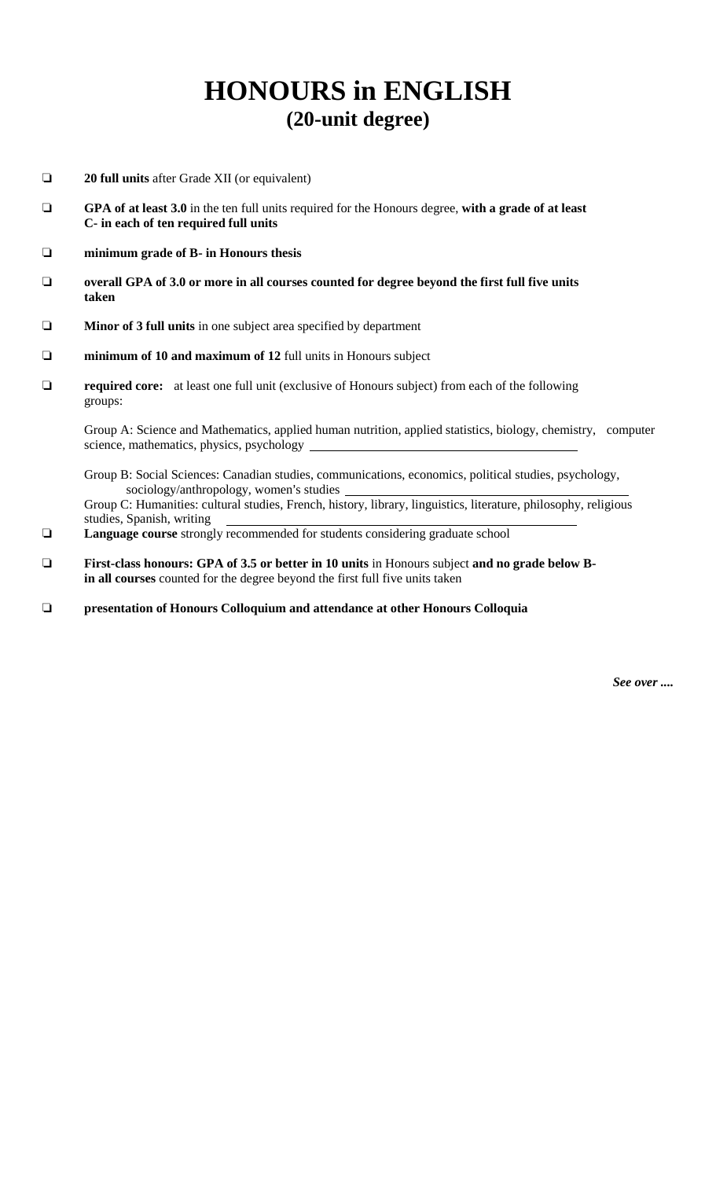# HONOURS in ENGLISH
## (20-unit degree)

- ❑ **20 full units** after Grade XII (or equivalent)
- ❑ **GPA of at least 3.0** in the ten full units required for the Honours degree, **with a grade of at least C- in each of ten required full units**
- ❑ **minimum grade of B- in Honours thesis**
- ❑ **overall GPA of 3.0 or more in all courses counted for degree beyond the first full five units taken**
- ❑ **Minor of 3 full units** in one subject area specified by department
- ❑ **minimum of 10 and maximum of 12** full units in Honours subject
- ❑ **required core:** at least one full unit (exclusive of Honours subject) from each of the following groups:

  Group A: Science and Mathematics, applied human nutrition, applied statistics, biology, chemistry, computer science, mathematics, physics, psychology \_\_\_\_\_\_\_\_\_\_\_\_\_\_\_\_\_\_\_\_\_\_\_\_\_\_\_\_\_\_\_\_\_\_\_\_\_\_\_\_

  Group B: Social Sciences: Canadian studies, communications, economics, political studies, psychology, sociology/anthropology, women's studies \_\_\_\_\_\_\_\_\_\_\_\_\_\_\_\_\_\_\_\_\_\_\_\_\_\_\_\_\_\_\_\_\_\_\_\_\_\_\_\_

  Group C: Humanities: cultural studies, French, history, library, linguistics, literature, philosophy, religious studies, Spanish, writing \_\_\_\_\_\_\_\_\_\_\_\_\_\_\_\_\_\_\_\_\_\_\_\_\_\_\_\_\_\_\_\_\_\_\_\_\_\_\_\_
- ❑ **Language course** strongly recommended for students considering graduate school
- ❑ **First-class honours: GPA of 3.5 or better in 10 units** in Honours subject **and no grade below B- in all courses** counted for the degree beyond the first full five units taken
- ❑ **presentation of Honours Colloquium and attendance at other Honours Colloquia**

***See over ....***